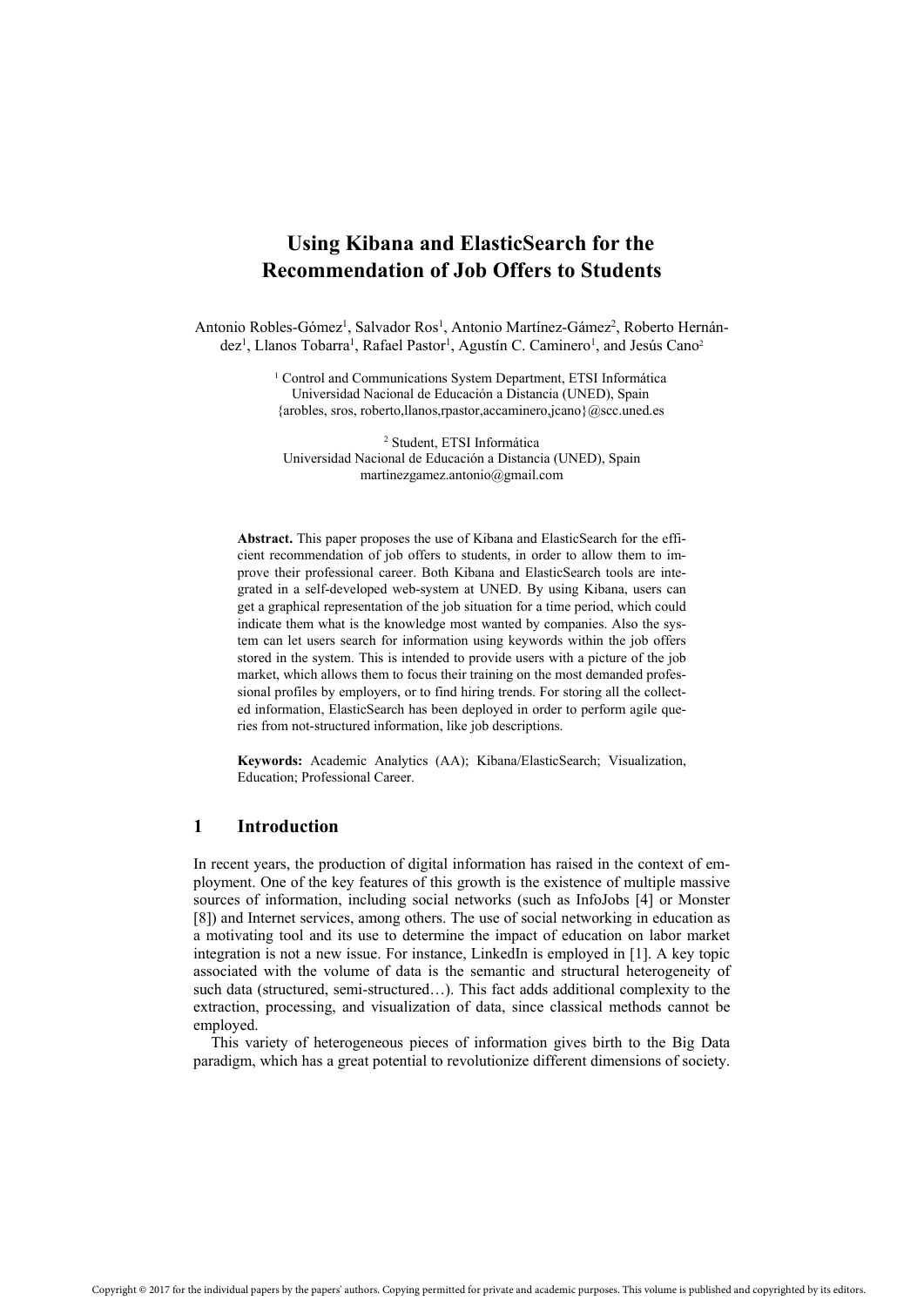# Using Kibana and ElasticSearch for the Recommendation of Job Offers to Students

Antonio Robles-Gómez[1], Salvador Ros[1], Antonio Martínez-Gámez[2], Roberto Hernández[1], Llanos Tobarra[1], Rafael Pastor[1], Agustín C. Caminero[1], and Jesús Cano[2]

[1] Control and Communications System Department, ETSI Informática
Universidad Nacional de Educación a Distancia (UNED), Spain
{arobles, sros, roberto,llanos,rpastor,accaminero,jcano}@scc.uned.es

[2] Student, ETSI Informática
Universidad Nacional de Educación a Distancia (UNED), Spain
martinezgamez.antonio@gmail.com

**Abstract.** This paper proposes the use of Kibana and ElasticSearch for the efficient recommendation of job offers to students, in order to allow them to improve their professional career. Both Kibana and ElasticSearch tools are integrated in a self-developed web-system at UNED. By using Kibana, users can get a graphical representation of the job situation for a time period, which could indicate them what is the knowledge most wanted by companies. Also the system can let users search for information using keywords within the job offers stored in the system. This is intended to provide users with a picture of the job market, which allows them to focus their training on the most demanded professional profiles by employers, or to find hiring trends. For storing all the collected information, ElasticSearch has been deployed in order to perform agile queries from not-structured information, like job descriptions.

**Keywords:** Academic Analytics (AA); Kibana/ElasticSearch; Visualization, Education; Professional Career.

## 1 Introduction

In recent years, the production of digital information has raised in the context of employment. One of the key features of this growth is the existence of multiple massive sources of information, including social networks (such as InfoJobs [4] or Monster [8]) and Internet services, among others. The use of social networking in education as a motivating tool and its use to determine the impact of education on labor market integration is not a new issue. For instance, LinkedIn is employed in [1]. A key topic associated with the volume of data is the semantic and structural heterogeneity of such data (structured, semi-structured…). This fact adds additional complexity to the extraction, processing, and visualization of data, since classical methods cannot be employed.

This variety of heterogeneous pieces of information gives birth to the Big Data paradigm, which has a great potential to revolutionize different dimensions of society.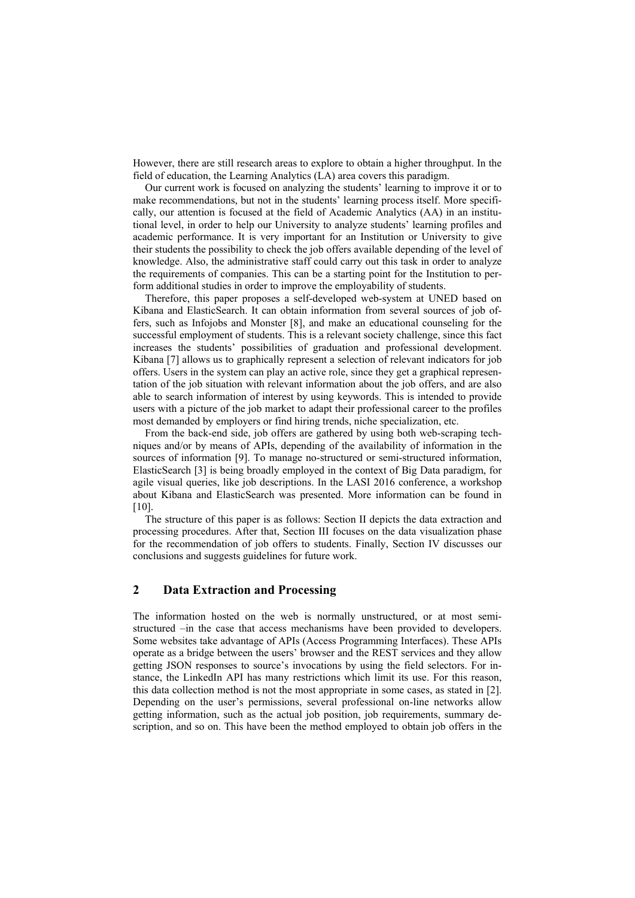However, there are still research areas to explore to obtain a higher throughput. In the field of education, the Learning Analytics (LA) area covers this paradigm.

Our current work is focused on analyzing the students' learning to improve it or to make recommendations, but not in the students' learning process itself. More specifically, our attention is focused at the field of Academic Analytics (AA) in an institutional level, in order to help our University to analyze students' learning profiles and academic performance. It is very important for an Institution or University to give their students the possibility to check the job offers available depending of the level of knowledge. Also, the administrative staff could carry out this task in order to analyze the requirements of companies. This can be a starting point for the Institution to perform additional studies in order to improve the employability of students.

Therefore, this paper proposes a self-developed web-system at UNED based on Kibana and ElasticSearch. It can obtain information from several sources of job offers, such as Infojobs and Monster [8], and make an educational counseling for the successful employment of students. This is a relevant society challenge, since this fact increases the students' possibilities of graduation and professional development. Kibana [7] allows us to graphically represent a selection of relevant indicators for job offers. Users in the system can play an active role, since they get a graphical representation of the job situation with relevant information about the job offers, and are also able to search information of interest by using keywords. This is intended to provide users with a picture of the job market to adapt their professional career to the profiles most demanded by employers or find hiring trends, niche specialization, etc.

From the back-end side, job offers are gathered by using both web-scraping techniques and/or by means of APIs, depending of the availability of information in the sources of information [9]. To manage no-structured or semi-structured information, ElasticSearch [3] is being broadly employed in the context of Big Data paradigm, for agile visual queries, like job descriptions. In the LASI 2016 conference, a workshop about Kibana and ElasticSearch was presented. More information can be found in [10].

The structure of this paper is as follows: Section II depicts the data extraction and processing procedures. After that, Section III focuses on the data visualization phase for the recommendation of job offers to students. Finally, Section IV discusses our conclusions and suggests guidelines for future work.

## 2 Data Extraction and Processing

The information hosted on the web is normally unstructured, or at most semi-structured –in the case that access mechanisms have been provided to developers. Some websites take advantage of APIs (Access Programming Interfaces). These APIs operate as a bridge between the users' browser and the REST services and they allow getting JSON responses to source's invocations by using the field selectors. For instance, the LinkedIn API has many restrictions which limit its use. For this reason, this data collection method is not the most appropriate in some cases, as stated in [2]. Depending on the user's permissions, several professional on-line networks allow getting information, such as the actual job position, job requirements, summary description, and so on. This have been the method employed to obtain job offers in the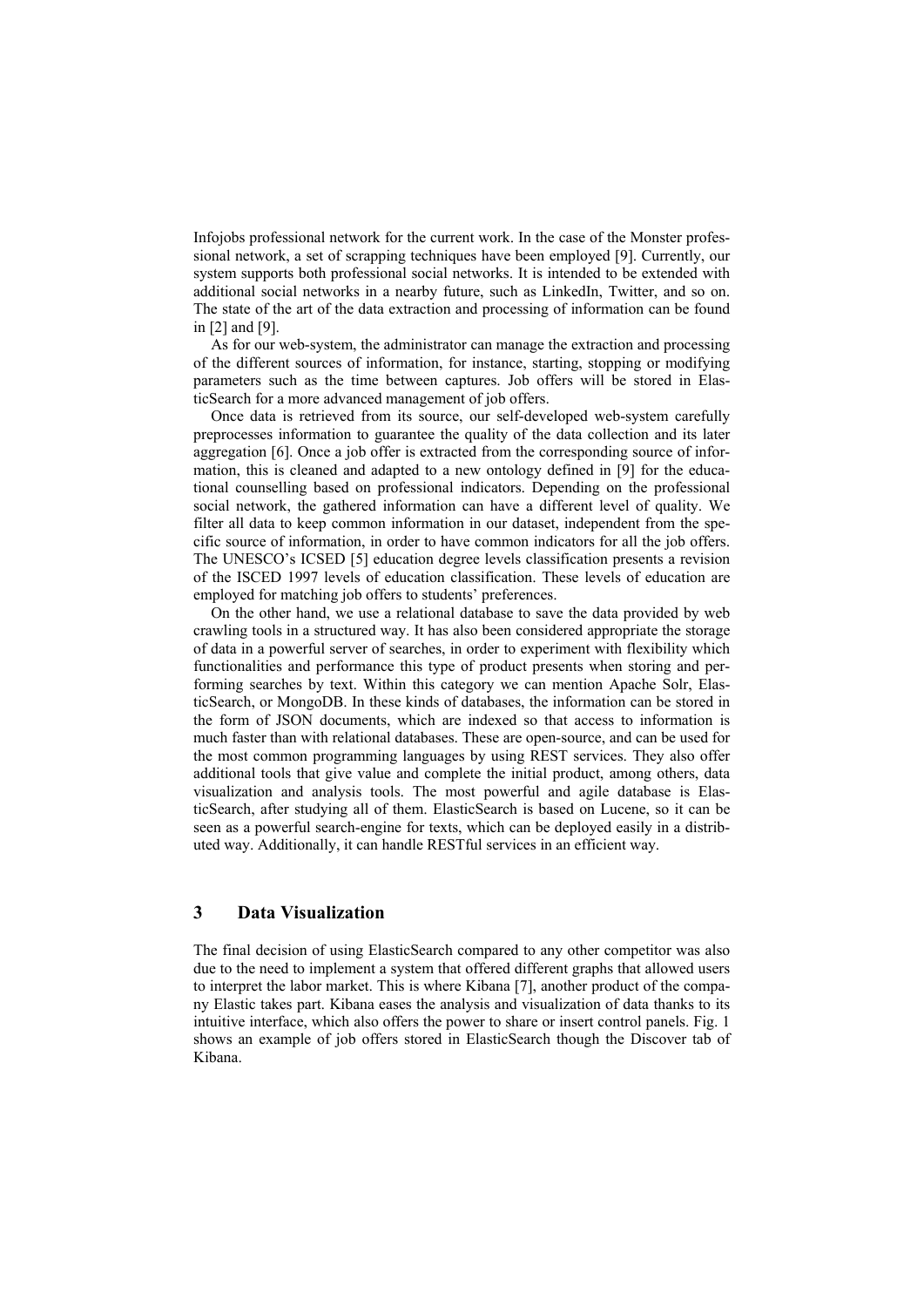Infojobs professional network for the current work. In the case of the Monster professional network, a set of scrapping techniques have been employed [9]. Currently, our system supports both professional social networks. It is intended to be extended with additional social networks in a nearby future, such as LinkedIn, Twitter, and so on. The state of the art of the data extraction and processing of information can be found in [2] and [9].

As for our web-system, the administrator can manage the extraction and processing of the different sources of information, for instance, starting, stopping or modifying parameters such as the time between captures. Job offers will be stored in ElasticSearch for a more advanced management of job offers.

Once data is retrieved from its source, our self-developed web-system carefully preprocesses information to guarantee the quality of the data collection and its later aggregation [6]. Once a job offer is extracted from the corresponding source of information, this is cleaned and adapted to a new ontology defined in [9] for the educational counselling based on professional indicators. Depending on the professional social network, the gathered information can have a different level of quality. We filter all data to keep common information in our dataset, independent from the specific source of information, in order to have common indicators for all the job offers. The UNESCO's ICSED [5] education degree levels classification presents a revision of the ISCED 1997 levels of education classification. These levels of education are employed for matching job offers to students' preferences.

On the other hand, we use a relational database to save the data provided by web crawling tools in a structured way. It has also been considered appropriate the storage of data in a powerful server of searches, in order to experiment with flexibility which functionalities and performance this type of product presents when storing and performing searches by text. Within this category we can mention Apache Solr, ElasticSearch, or MongoDB. In these kinds of databases, the information can be stored in the form of JSON documents, which are indexed so that access to information is much faster than with relational databases. These are open-source, and can be used for the most common programming languages by using REST services. They also offer additional tools that give value and complete the initial product, among others, data visualization and analysis tools. The most powerful and agile database is ElasticSearch, after studying all of them. ElasticSearch is based on Lucene, so it can be seen as a powerful search-engine for texts, which can be deployed easily in a distributed way. Additionally, it can handle RESTful services in an efficient way.

## 3 Data Visualization

The final decision of using ElasticSearch compared to any other competitor was also due to the need to implement a system that offered different graphs that allowed users to interpret the labor market. This is where Kibana [7], another product of the company Elastic takes part. Kibana eases the analysis and visualization of data thanks to its intuitive interface, which also offers the power to share or insert control panels. Fig. 1 shows an example of job offers stored in ElasticSearch though the Discover tab of Kibana.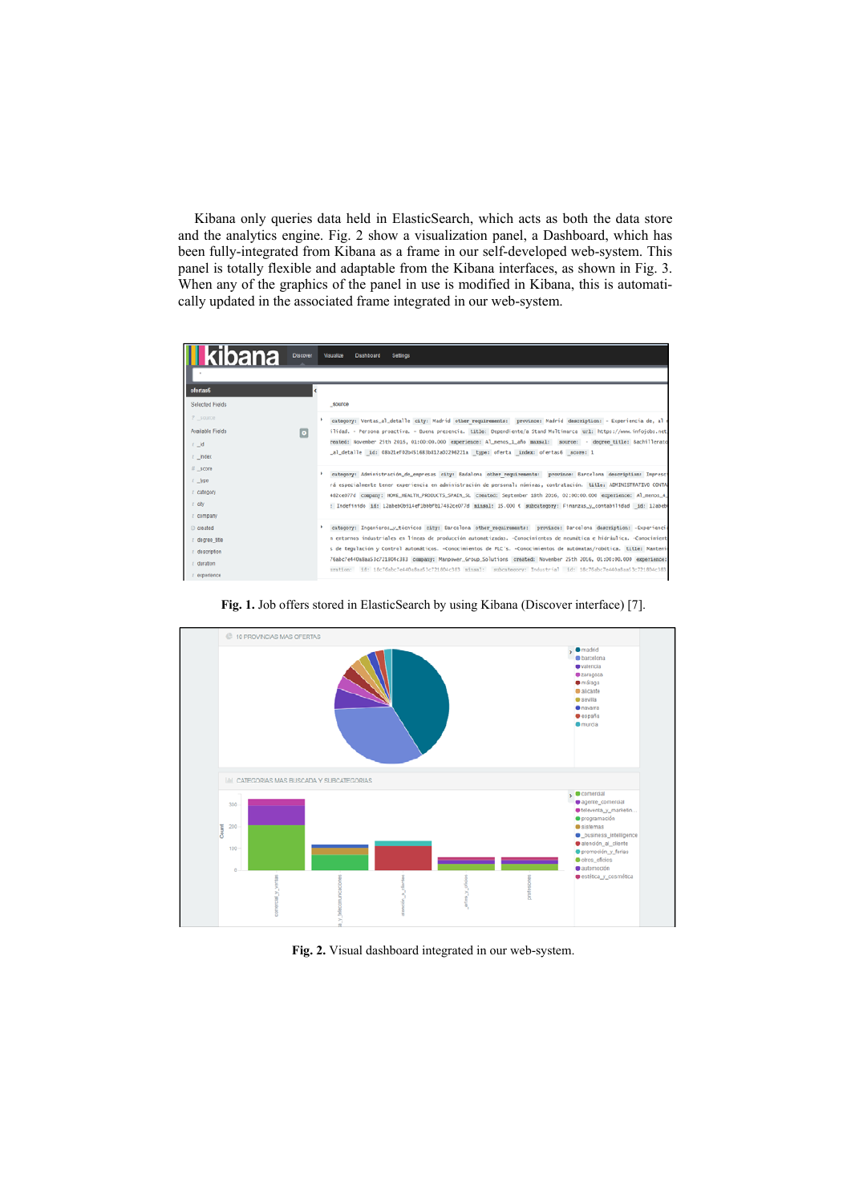Kibana only queries data held in ElasticSearch, which acts as both the data store and the analytics engine. Fig. 2 show a visualization panel, a Dashboard, which has been fully-integrated from Kibana as a frame in our self-developed web-system. This panel is totally flexible and adaptable from the Kibana interfaces, as shown in Fig. 3. When any of the graphics of the panel in use is modified in Kibana, this is automatically updated in the associated frame integrated in our web-system.

**Fig. 1.** Job offers stored in ElasticSearch by using Kibana (Discover interface) [7].

**Fig. 2.** Visual dashboard integrated in our web-system.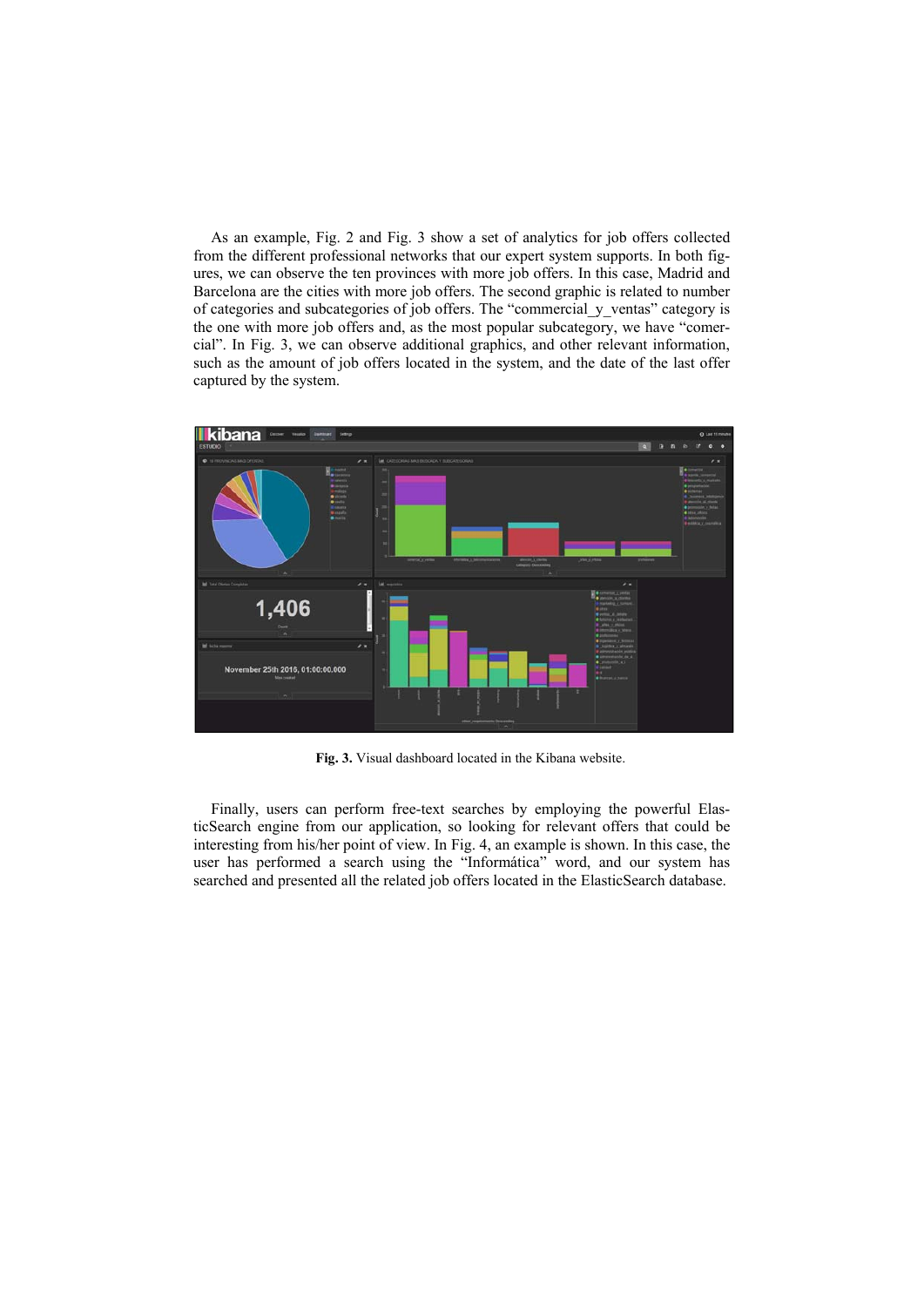As an example, Fig. 2 and Fig. 3 show a set of analytics for job offers collected from the different professional networks that our expert system supports. In both figures, we can observe the ten provinces with more job offers. In this case, Madrid and Barcelona are the cities with more job offers. The second graphic is related to number of categories and subcategories of job offers. The "commercial_y_ventas" category is the one with more job offers and, as the most popular subcategory, we have "comercial". In Fig. 3, we can observe additional graphics, and other relevant information, such as the amount of job offers located in the system, and the date of the last offer captured by the system.

**Fig. 3.** Visual dashboard located in the Kibana website.

Finally, users can perform free-text searches by employing the powerful ElasticSearch engine from our application, so looking for relevant offers that could be interesting from his/her point of view. In Fig. 4, an example is shown. In this case, the user has performed a search using the "Informática" word, and our system has searched and presented all the related job offers located in the ElasticSearch database.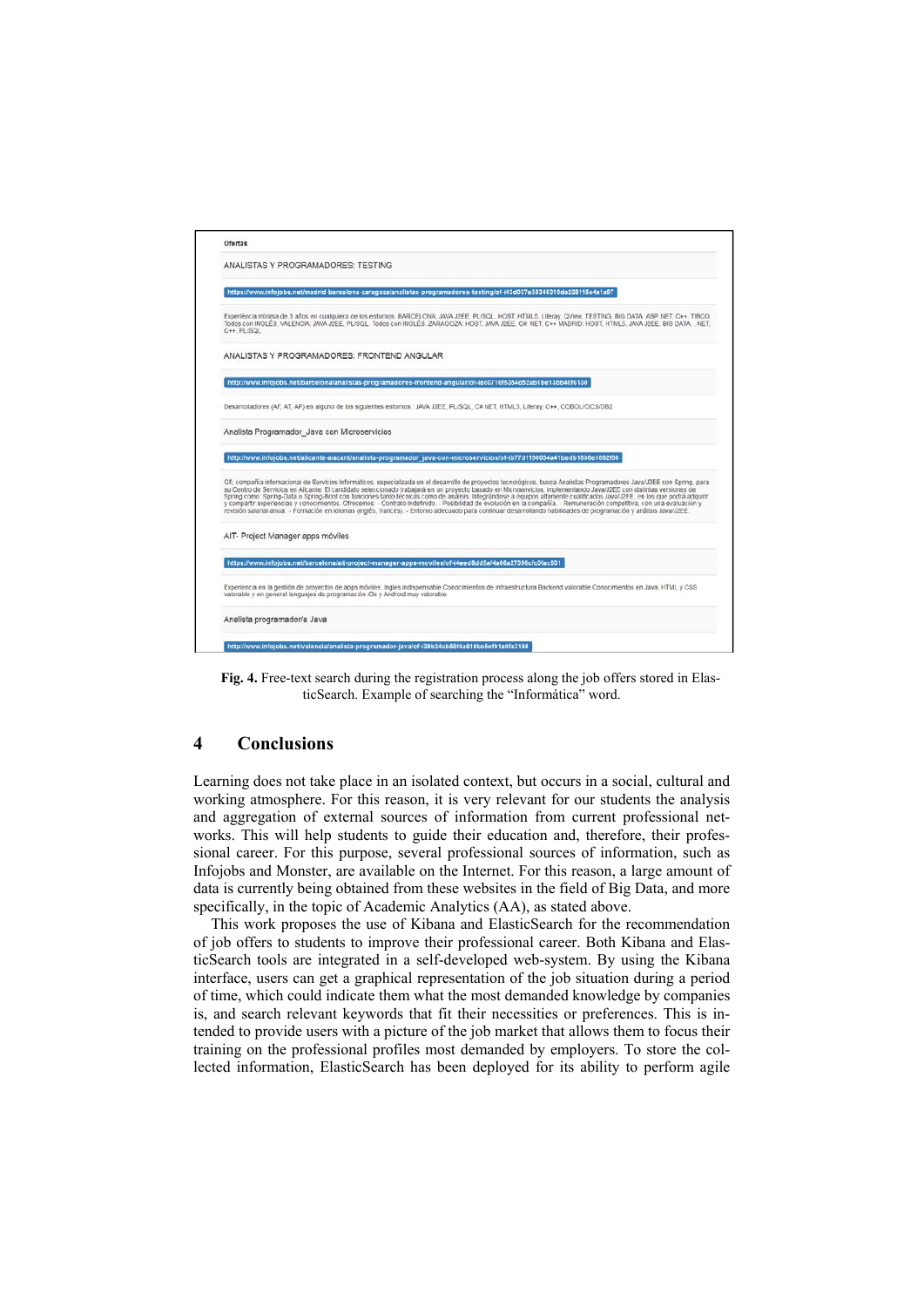Ofertas

ANALISTAS Y PROGRAMADORES: TESTING

https://www.infojobs.net/madrid-barcelona-zaragoza/analistas-programadores-testing/of-i43d037e35345316da528115a4a1a97

Experiencia mínima de 3 años en cualquiera de los entornos. BARCELONA: JAVA J2EE, PL/SQL, HOST, HTML5, Liferay, QlView, TESTING, BIG DATA, ASP.NET, C++, TIBCO. Todos con INGLÉS. VALENCIA: JAVA J2EE, PL/SQL. Todos con INGLÉS. ZARAGOZA: HOST, JAVA J2EE, C#.NET, C++. MADRID: HOST, HTML5, JAVA J2EE, BIG DATA, .NET, C++, PL/SQL.

ANALISTAS Y PROGRAMADORES: FRONTEND ANGULAR

http://www.infojobs.net/barcelona/analistas-programadores-frontend-angular/of-iec0716f5354d52ab1be13bb40f6130

Desarrolladores (AF, AT, AP) en alguno de los siguientes entornos: JAVA J2EE, PL/SQL, C# NET, HTML5, Liferay, C++, COBOL/CICS/DB2.

Analista Programador_Java con Microservicios

http://www.infojobs.net/alicante-alacant/analista-programador_java-con-microservicios/of-ib77d1130034e41bedb1606e1662156

CR, compañía internacional de Servicios Informáticos, especializada en el desarrollo de proyectos tecnológicos, busca Analistas Programadores Java/J2EE con Spring, para su Centro de Servicios en Alicante. El candidato seleccionado trabajará en un proyecto basado en Microservicios, implementando Java/J2EE con distintas versiones de Spring como: Spring-Data o Spring-Boot con funciones tanto técnicas como de análisis. Integrándose a equipos altamente cualificados Java/J2EE, en los que podrá adquirir y compartir experiencias y conocimientos. Ofrecemos: - Contrato indefinido. - Posibilidad de evolución en la compañía. - Remuneración competitiva, con una evaluación y revisión salarial anual. - Formación en idiomas (inglés, francés). - Entorno adecuado para continuar desarrollando habilidades de programación y análisis Java/J2EE.

AIT- Project Manager apps móviles

https://www.infojobs.net/barcelona/ait-project-manager-apps-moviles/of-i4eed8dd5af4a66a27396cfc0fac831

Experiencia en la gestión de proyectos de apps móviles. Ingles indispensable Conocimientos de infraestructura Backend valorable Conocimientos en Java, HTML y CSS valorable y en general lenguajes de programación iOs y Android muy valorable

Analista programador/a Java

http://www.infojobs.net/valencia/analista-programador-java/of-i39b24cb55f4a818bc5ef91a9fa3198

**Fig. 4.** Free-text search during the registration process along the job offers stored in ElasticSearch. Example of searching the "Informática" word.

## 4 Conclusions

Learning does not take place in an isolated context, but occurs in a social, cultural and working atmosphere. For this reason, it is very relevant for our students the analysis and aggregation of external sources of information from current professional networks. This will help students to guide their education and, therefore, their professional career. For this purpose, several professional sources of information, such as Infojobs and Monster, are available on the Internet. For this reason, a large amount of data is currently being obtained from these websites in the field of Big Data, and more specifically, in the topic of Academic Analytics (AA), as stated above.

This work proposes the use of Kibana and ElasticSearch for the recommendation of job offers to students to improve their professional career. Both Kibana and ElasticSearch tools are integrated in a self-developed web-system. By using the Kibana interface, users can get a graphical representation of the job situation during a period of time, which could indicate them what the most demanded knowledge by companies is, and search relevant keywords that fit their necessities or preferences. This is intended to provide users with a picture of the job market that allows them to focus their training on the professional profiles most demanded by employers. To store the collected information, ElasticSearch has been deployed for its ability to perform agile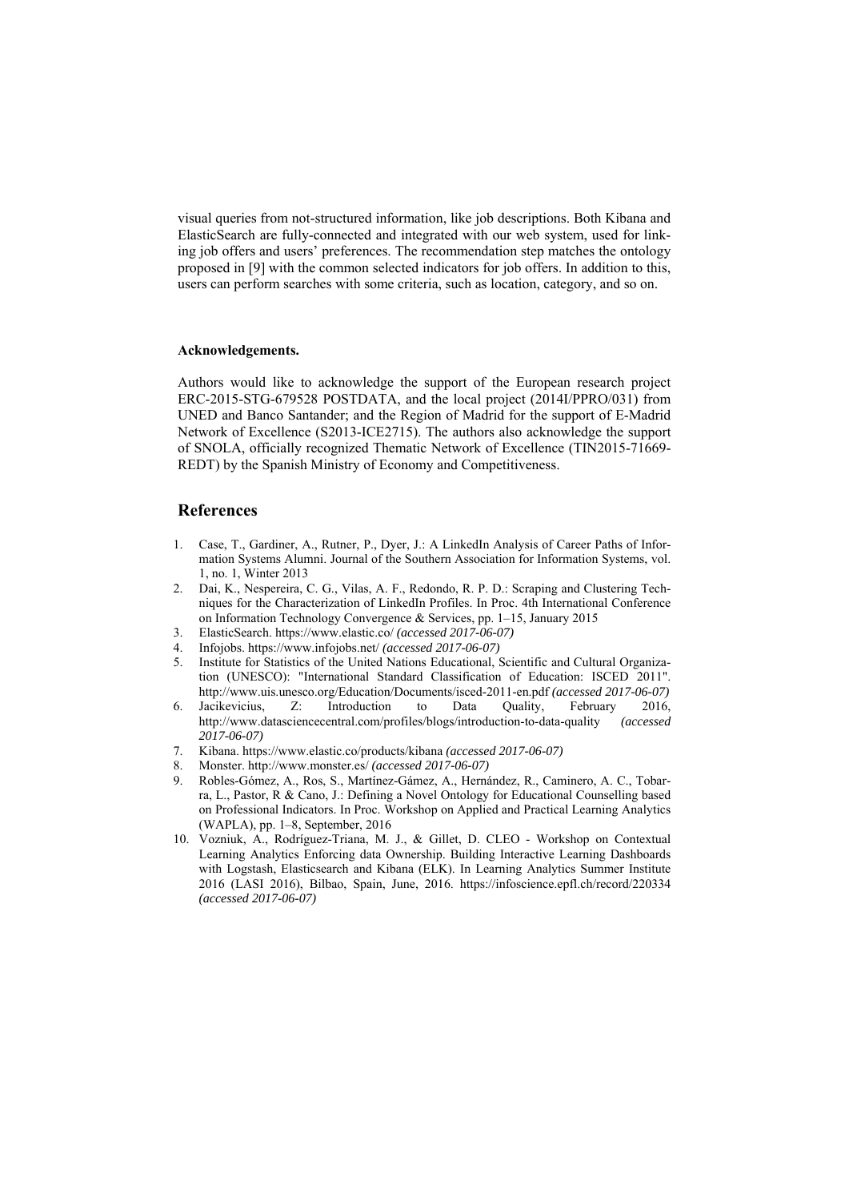visual queries from not-structured information, like job descriptions. Both Kibana and ElasticSearch are fully-connected and integrated with our web system, used for linking job offers and users' preferences. The recommendation step matches the ontology proposed in [9] with the common selected indicators for job offers. In addition to this, users can perform searches with some criteria, such as location, category, and so on.

**Acknowledgements.**

Authors would like to acknowledge the support of the European research project ERC-2015-STG-679528 POSTDATA, and the local project (2014I/PPRO/031) from UNED and Banco Santander; and the Region of Madrid for the support of E-Madrid Network of Excellence (S2013-ICE2715). The authors also acknowledge the support of SNOLA, officially recognized Thematic Network of Excellence (TIN2015-71669-REDT) by the Spanish Ministry of Economy and Competitiveness.

## References

1. Case, T., Gardiner, A., Rutner, P., Dyer, J.: A LinkedIn Analysis of Career Paths of Information Systems Alumni. Journal of the Southern Association for Information Systems, vol. 1, no. 1, Winter 2013
2. Dai, K., Nespereira, C. G., Vilas, A. F., Redondo, R. P. D.: Scraping and Clustering Techniques for the Characterization of LinkedIn Profiles. In Proc. 4th International Conference on Information Technology Convergence & Services, pp. 1–15, January 2015
3. ElasticSearch. https://www.elastic.co/ *(accessed 2017-06-07)*
4. Infojobs. https://www.infojobs.net/ *(accessed 2017-06-07)*
5. Institute for Statistics of the United Nations Educational, Scientific and Cultural Organization (UNESCO): "International Standard Classification of Education: ISCED 2011". http://www.uis.unesco.org/Education/Documents/isced-2011-en.pdf *(accessed 2017-06-07)*
6. Jacikevicius, Z: Introduction to Data Quality, February 2016, http://www.datasciencecentral.com/profiles/blogs/introduction-to-data-quality *(accessed 2017-06-07)*
7. Kibana. https://www.elastic.co/products/kibana *(accessed 2017-06-07)*
8. Monster. http://www.monster.es/ *(accessed 2017-06-07)*
9. Robles-Gómez, A., Ros, S., Martínez-Gámez, A., Hernández, R., Caminero, A. C., Tobarra, L., Pastor, R & Cano, J.: Defining a Novel Ontology for Educational Counselling based on Professional Indicators. In Proc. Workshop on Applied and Practical Learning Analytics (WAPLA), pp. 1–8, September, 2016
10. Vozniuk, A., Rodríguez-Triana, M. J., & Gillet, D. CLEO - Workshop on Contextual Learning Analytics Enforcing data Ownership. Building Interactive Learning Dashboards with Logstash, Elasticsearch and Kibana (ELK). In Learning Analytics Summer Institute 2016 (LASI 2016), Bilbao, Spain, June, 2016. https://infoscience.epfl.ch/record/220334 *(accessed 2017-06-07)*